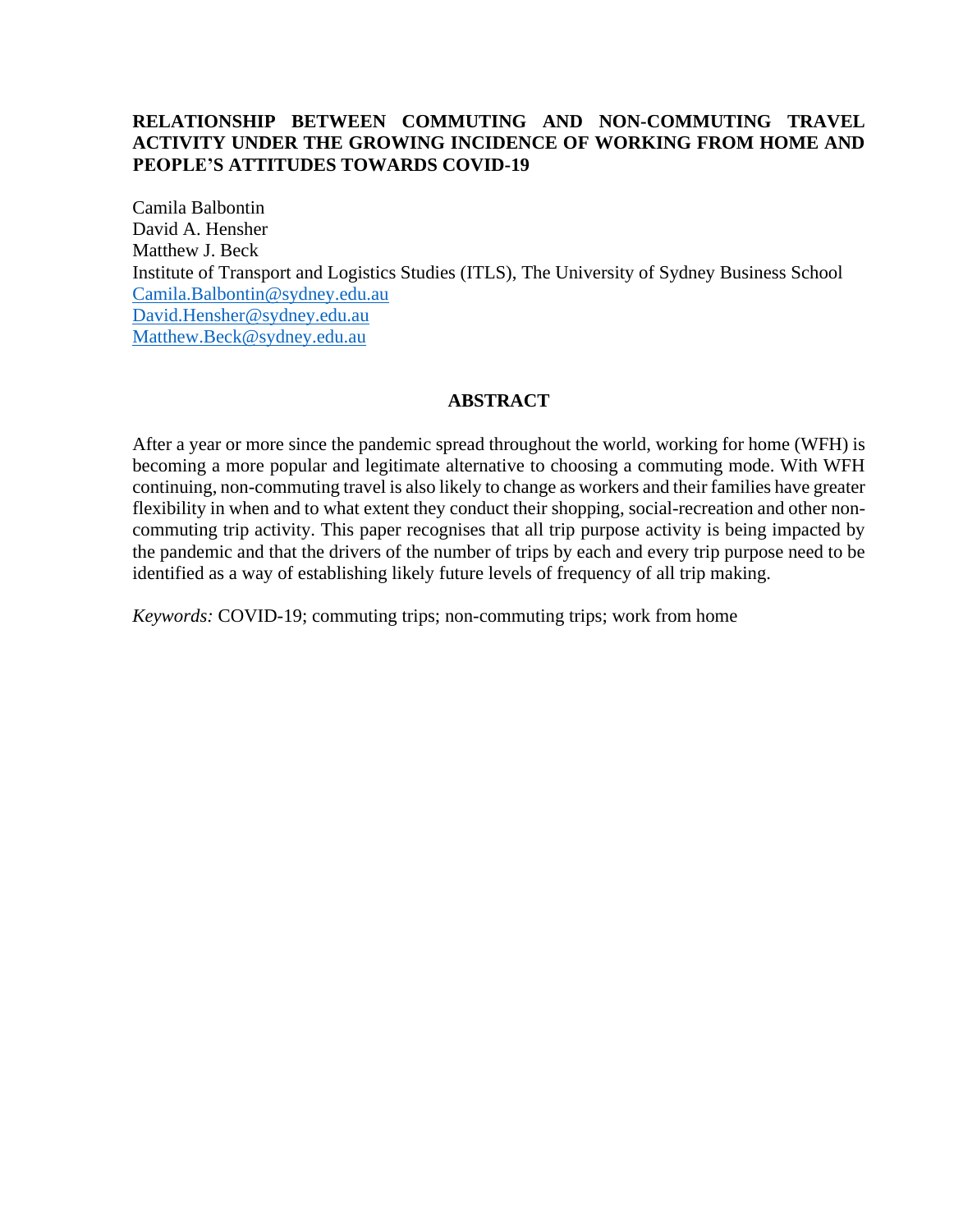# RELATIONSHIP BETWEEN COMMUTING AND NON-COMMUTING TRAVEL ACTIVITY UNDER THE GROWING INCIDENCE OF WORKING FROM HOME AND PEOPLE'S ATTITUDES TOWARDS COVID-19

Camila Balbontin
David A. Hensher
Matthew J. Beck
Institute of Transport and Logistics Studies (ITLS), The University of Sydney Business School
Camila.Balbontin@sydney.edu.au
David.Hensher@sydney.edu.au
Matthew.Beck@sydney.edu.au

## ABSTRACT

After a year or more since the pandemic spread throughout the world, working for home (WFH) is becoming a more popular and legitimate alternative to choosing a commuting mode. With WFH continuing, non-commuting travel is also likely to change as workers and their families have greater flexibility in when and to what extent they conduct their shopping, social-recreation and other non-commuting trip activity. This paper recognises that all trip purpose activity is being impacted by the pandemic and that the drivers of the number of trips by each and every trip purpose need to be identified as a way of establishing likely future levels of frequency of all trip making.

*Keywords:* COVID-19; commuting trips; non-commuting trips; work from home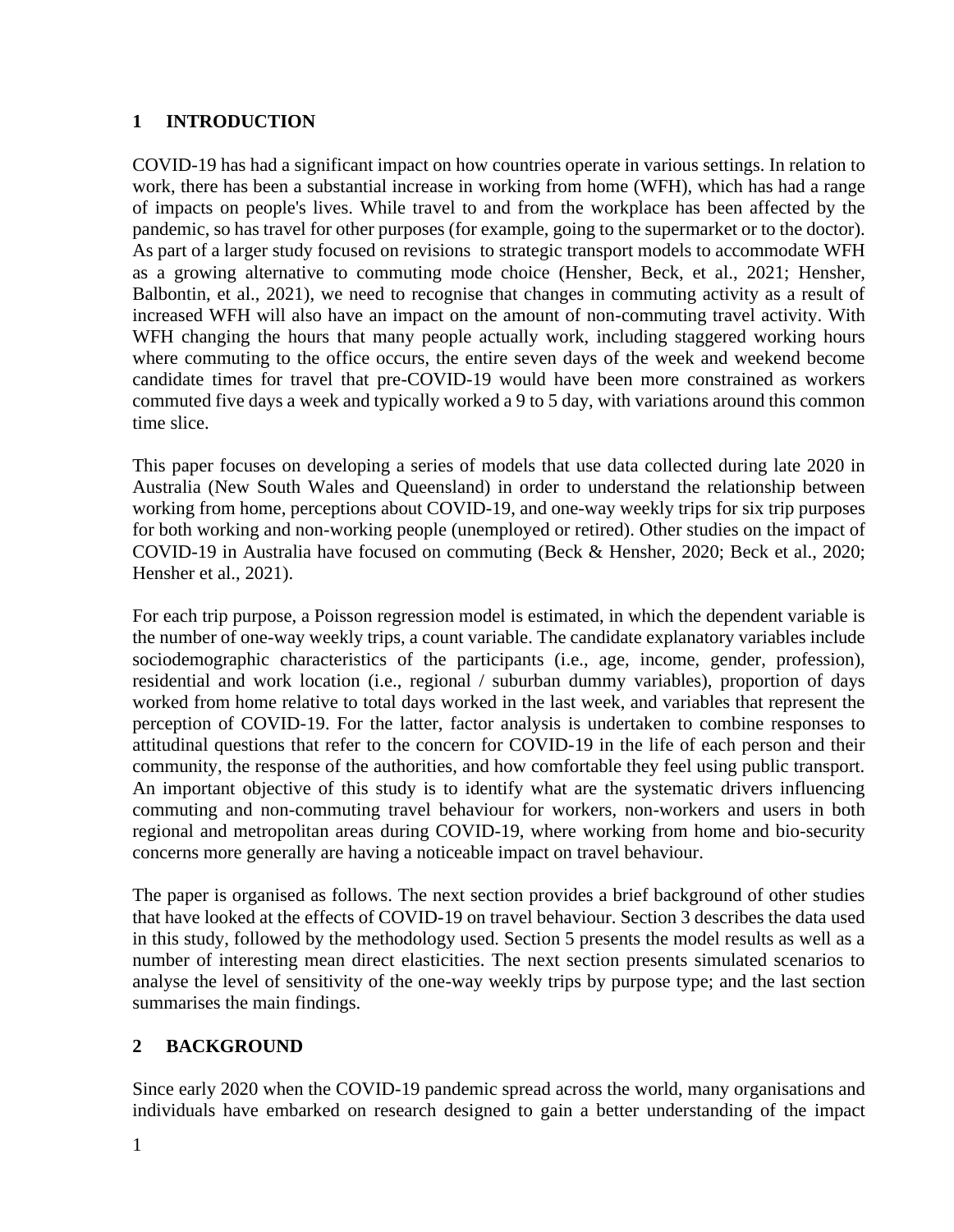## 1 INTRODUCTION

COVID-19 has had a significant impact on how countries operate in various settings. In relation to work, there has been a substantial increase in working from home (WFH), which has had a range of impacts on people's lives. While travel to and from the workplace has been affected by the pandemic, so has travel for other purposes (for example, going to the supermarket or to the doctor). As part of a larger study focused on revisions to strategic transport models to accommodate WFH as a growing alternative to commuting mode choice (Hensher, Beck, et al., 2021; Hensher, Balbontin, et al., 2021), we need to recognise that changes in commuting activity as a result of increased WFH will also have an impact on the amount of non-commuting travel activity. With WFH changing the hours that many people actually work, including staggered working hours where commuting to the office occurs, the entire seven days of the week and weekend become candidate times for travel that pre-COVID-19 would have been more constrained as workers commuted five days a week and typically worked a 9 to 5 day, with variations around this common time slice.

This paper focuses on developing a series of models that use data collected during late 2020 in Australia (New South Wales and Queensland) in order to understand the relationship between working from home, perceptions about COVID-19, and one-way weekly trips for six trip purposes for both working and non-working people (unemployed or retired). Other studies on the impact of COVID-19 in Australia have focused on commuting (Beck & Hensher, 2020; Beck et al., 2020; Hensher et al., 2021).

For each trip purpose, a Poisson regression model is estimated, in which the dependent variable is the number of one-way weekly trips, a count variable. The candidate explanatory variables include sociodemographic characteristics of the participants (i.e., age, income, gender, profession), residential and work location (i.e., regional / suburban dummy variables), proportion of days worked from home relative to total days worked in the last week, and variables that represent the perception of COVID-19. For the latter, factor analysis is undertaken to combine responses to attitudinal questions that refer to the concern for COVID-19 in the life of each person and their community, the response of the authorities, and how comfortable they feel using public transport. An important objective of this study is to identify what are the systematic drivers influencing commuting and non-commuting travel behaviour for workers, non-workers and users in both regional and metropolitan areas during COVID-19, where working from home and bio-security concerns more generally are having a noticeable impact on travel behaviour.

The paper is organised as follows. The next section provides a brief background of other studies that have looked at the effects of COVID-19 on travel behaviour. Section 3 describes the data used in this study, followed by the methodology used. Section 5 presents the model results as well as a number of interesting mean direct elasticities. The next section presents simulated scenarios to analyse the level of sensitivity of the one-way weekly trips by purpose type; and the last section summarises the main findings.

## 2 BACKGROUND

Since early 2020 when the COVID-19 pandemic spread across the world, many organisations and individuals have embarked on research designed to gain a better understanding of the impact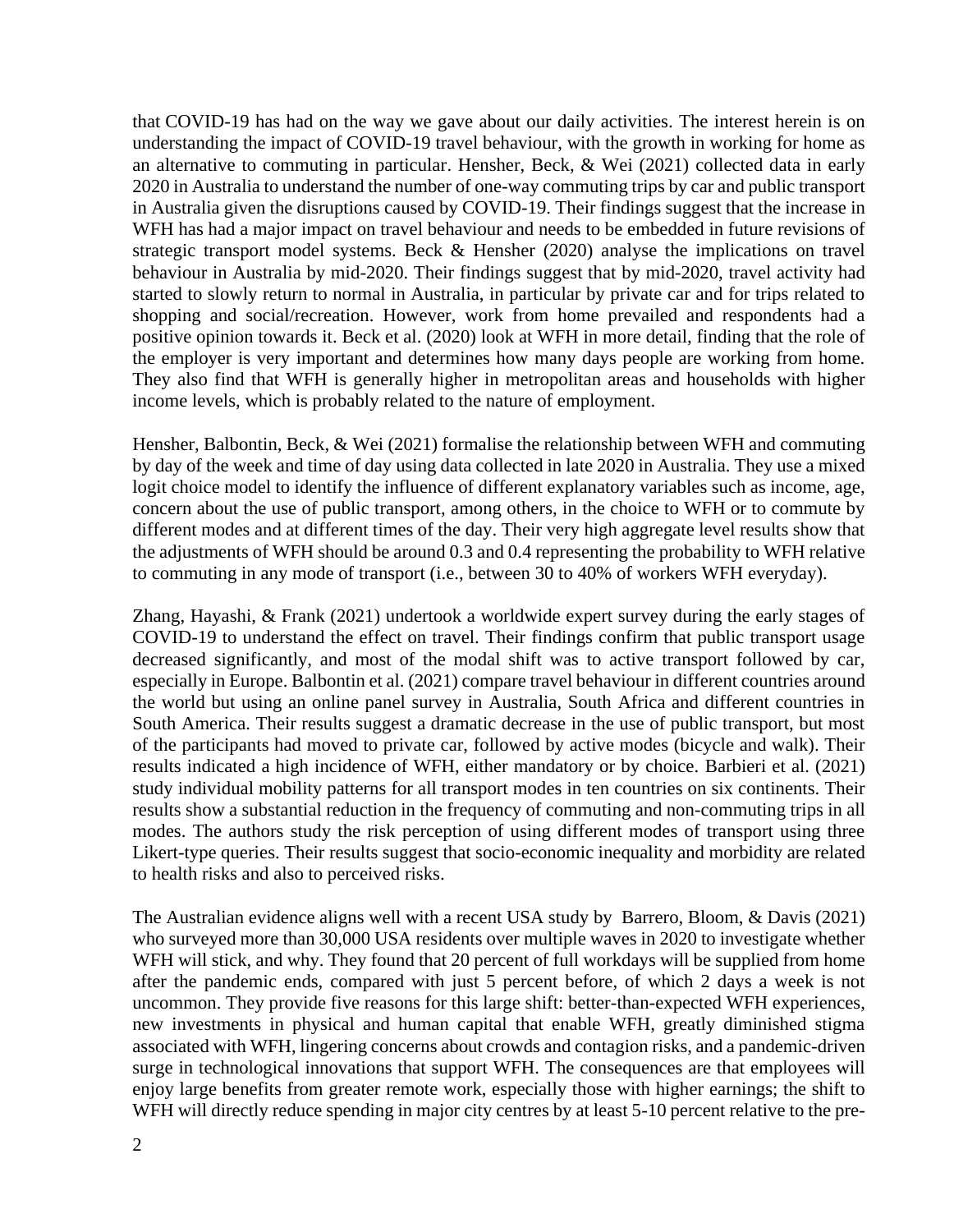that COVID-19 has had on the way we gave about our daily activities. The interest herein is on understanding the impact of COVID-19 travel behaviour, with the growth in working for home as an alternative to commuting in particular. Hensher, Beck, & Wei (2021) collected data in early 2020 in Australia to understand the number of one-way commuting trips by car and public transport in Australia given the disruptions caused by COVID-19. Their findings suggest that the increase in WFH has had a major impact on travel behaviour and needs to be embedded in future revisions of strategic transport model systems. Beck & Hensher (2020) analyse the implications on travel behaviour in Australia by mid-2020. Their findings suggest that by mid-2020, travel activity had started to slowly return to normal in Australia, in particular by private car and for trips related to shopping and social/recreation. However, work from home prevailed and respondents had a positive opinion towards it. Beck et al. (2020) look at WFH in more detail, finding that the role of the employer is very important and determines how many days people are working from home. They also find that WFH is generally higher in metropolitan areas and households with higher income levels, which is probably related to the nature of employment.

Hensher, Balbontin, Beck, & Wei (2021) formalise the relationship between WFH and commuting by day of the week and time of day using data collected in late 2020 in Australia. They use a mixed logit choice model to identify the influence of different explanatory variables such as income, age, concern about the use of public transport, among others, in the choice to WFH or to commute by different modes and at different times of the day. Their very high aggregate level results show that the adjustments of WFH should be around 0.3 and 0.4 representing the probability to WFH relative to commuting in any mode of transport (i.e., between 30 to 40% of workers WFH everyday).

Zhang, Hayashi, & Frank (2021) undertook a worldwide expert survey during the early stages of COVID-19 to understand the effect on travel. Their findings confirm that public transport usage decreased significantly, and most of the modal shift was to active transport followed by car, especially in Europe. Balbontin et al. (2021) compare travel behaviour in different countries around the world but using an online panel survey in Australia, South Africa and different countries in South America. Their results suggest a dramatic decrease in the use of public transport, but most of the participants had moved to private car, followed by active modes (bicycle and walk). Their results indicated a high incidence of WFH, either mandatory or by choice. Barbieri et al. (2021) study individual mobility patterns for all transport modes in ten countries on six continents. Their results show a substantial reduction in the frequency of commuting and non-commuting trips in all modes. The authors study the risk perception of using different modes of transport using three Likert-type queries. Their results suggest that socio-economic inequality and morbidity are related to health risks and also to perceived risks.

The Australian evidence aligns well with a recent USA study by Barrero, Bloom, & Davis (2021) who surveyed more than 30,000 USA residents over multiple waves in 2020 to investigate whether WFH will stick, and why. They found that 20 percent of full workdays will be supplied from home after the pandemic ends, compared with just 5 percent before, of which 2 days a week is not uncommon. They provide five reasons for this large shift: better-than-expected WFH experiences, new investments in physical and human capital that enable WFH, greatly diminished stigma associated with WFH, lingering concerns about crowds and contagion risks, and a pandemic-driven surge in technological innovations that support WFH. The consequences are that employees will enjoy large benefits from greater remote work, especially those with higher earnings; the shift to WFH will directly reduce spending in major city centres by at least 5-10 percent relative to the pre-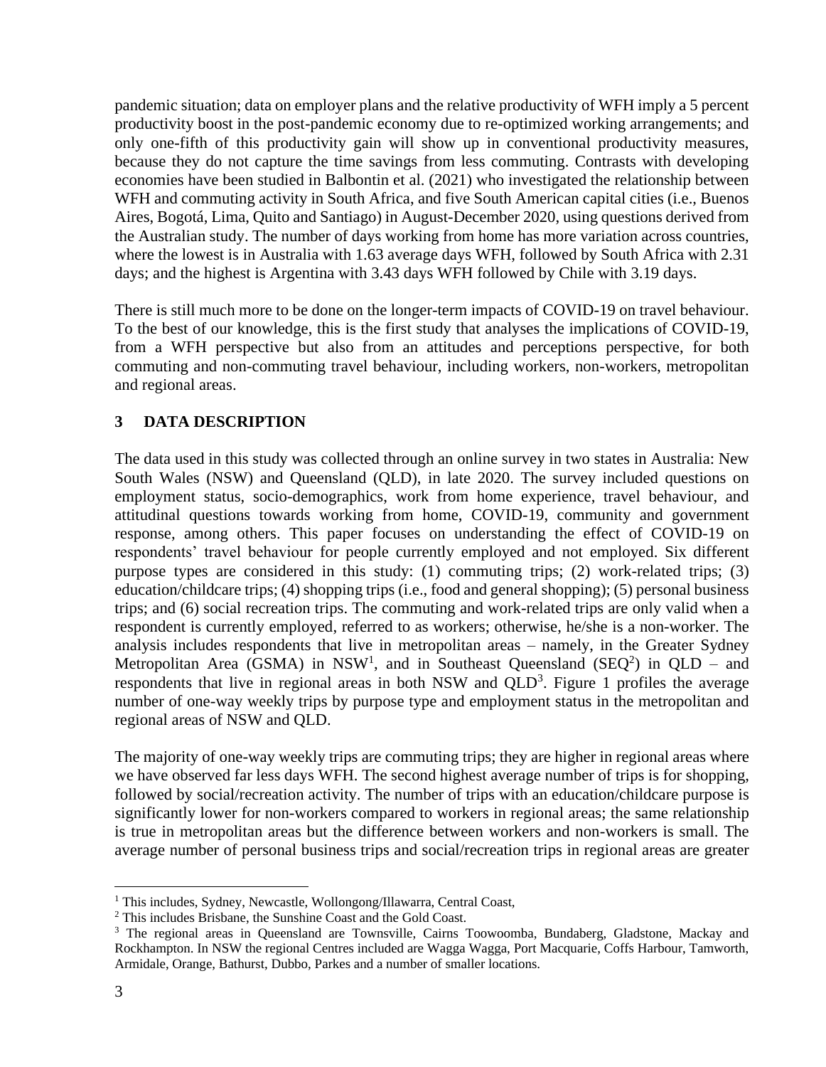pandemic situation; data on employer plans and the relative productivity of WFH imply a 5 percent productivity boost in the post-pandemic economy due to re-optimized working arrangements; and only one-fifth of this productivity gain will show up in conventional productivity measures, because they do not capture the time savings from less commuting. Contrasts with developing economies have been studied in Balbontin et al. (2021) who investigated the relationship between WFH and commuting activity in South Africa, and five South American capital cities (i.e., Buenos Aires, Bogotá, Lima, Quito and Santiago) in August-December 2020, using questions derived from the Australian study. The number of days working from home has more variation across countries, where the lowest is in Australia with 1.63 average days WFH, followed by South Africa with 2.31 days; and the highest is Argentina with 3.43 days WFH followed by Chile with 3.19 days.

There is still much more to be done on the longer-term impacts of COVID-19 on travel behaviour. To the best of our knowledge, this is the first study that analyses the implications of COVID-19, from a WFH perspective but also from an attitudes and perceptions perspective, for both commuting and non-commuting travel behaviour, including workers, non-workers, metropolitan and regional areas.

## 3 DATA DESCRIPTION

The data used in this study was collected through an online survey in two states in Australia: New South Wales (NSW) and Queensland (QLD), in late 2020. The survey included questions on employment status, socio-demographics, work from home experience, travel behaviour, and attitudinal questions towards working from home, COVID-19, community and government response, among others. This paper focuses on understanding the effect of COVID-19 on respondents' travel behaviour for people currently employed and not employed. Six different purpose types are considered in this study: (1) commuting trips; (2) work-related trips; (3) education/childcare trips; (4) shopping trips (i.e., food and general shopping); (5) personal business trips; and (6) social recreation trips. The commuting and work-related trips are only valid when a respondent is currently employed, referred to as workers; otherwise, he/she is a non-worker. The analysis includes respondents that live in metropolitan areas – namely, in the Greater Sydney Metropolitan Area (GSMA) in NSW[1], and in Southeast Queensland (SEQ[2]) in QLD – and respondents that live in regional areas in both NSW and QLD[3]. Figure 1 profiles the average number of one-way weekly trips by purpose type and employment status in the metropolitan and regional areas of NSW and QLD.

The majority of one-way weekly trips are commuting trips; they are higher in regional areas where we have observed far less days WFH. The second highest average number of trips is for shopping, followed by social/recreation activity. The number of trips with an education/childcare purpose is significantly lower for non-workers compared to workers in regional areas; the same relationship is true in metropolitan areas but the difference between workers and non-workers is small. The average number of personal business trips and social/recreation trips in regional areas are greater

---

[1] This includes, Sydney, Newcastle, Wollongong/Illawarra, Central Coast,

[2] This includes Brisbane, the Sunshine Coast and the Gold Coast.

[3] The regional areas in Queensland are Townsville, Cairns Toowoomba, Bundaberg, Gladstone, Mackay and Rockhampton. In NSW the regional Centres included are Wagga Wagga, Port Macquarie, Coffs Harbour, Tamworth, Armidale, Orange, Bathurst, Dubbo, Parkes and a number of smaller locations.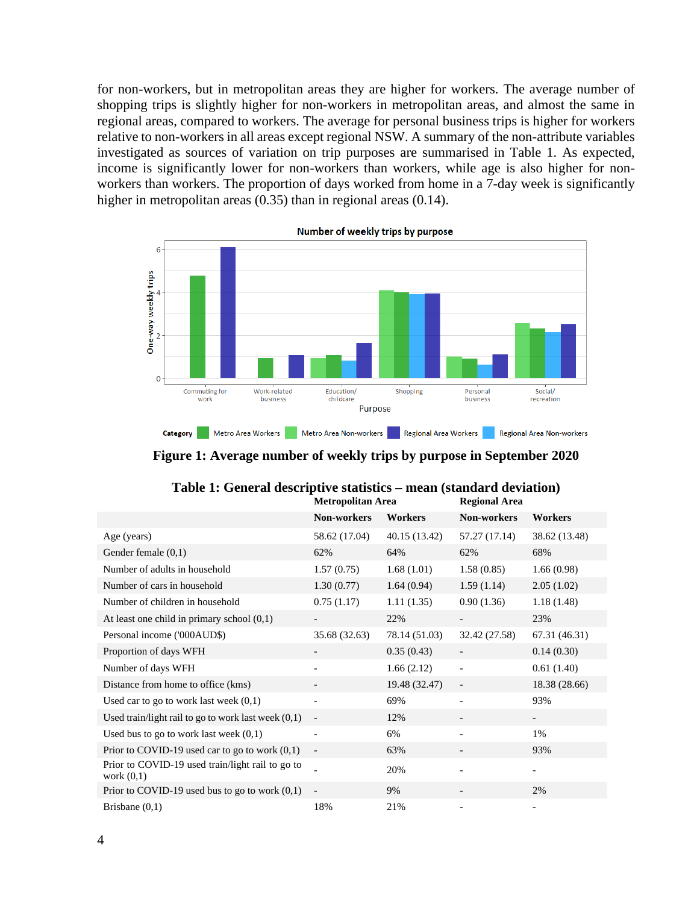for non-workers, but in metropolitan areas they are higher for workers. The average number of shopping trips is slightly higher for non-workers in metropolitan areas, and almost the same in regional areas, compared to workers. The average for personal business trips is higher for workers relative to non-workers in all areas except regional NSW. A summary of the non-attribute variables investigated as sources of variation on trip purposes are summarised in Table 1. As expected, income is significantly lower for non-workers than workers, while age is also higher for non-workers than workers. The proportion of days worked from home in a 7-day week is significantly higher in metropolitan areas (0.35) than in regional areas (0.14).

**Figure 1: Average number of weekly trips by purpose in September 2020**

**Table 1: General descriptive statistics – mean (standard deviation)**

| | Metropolitan Area | | Regional Area | |
|---|---|---|---|---|
| | **Non-workers** | **Workers** | **Non-workers** | **Workers** |
| Age (years) | 58.62 (17.04) | 40.15 (13.42) | 57.27 (17.14) | 38.62 (13.48) |
| Gender female (0,1) | 62% | 64% | 62% | 68% |
| Number of adults in household | 1.57 (0.75) | 1.68 (1.01) | 1.58 (0.85) | 1.66 (0.98) |
| Number of cars in household | 1.30 (0.77) | 1.64 (0.94) | 1.59 (1.14) | 2.05 (1.02) |
| Number of children in household | 0.75 (1.17) | 1.11 (1.35) | 0.90 (1.36) | 1.18 (1.48) |
| At least one child in primary school (0,1) | - | 22% | - | 23% |
| Personal income ('000AUD$) | 35.68 (32.63) | 78.14 (51.03) | 32.42 (27.58) | 67.31 (46.31) |
| Proportion of days WFH | - | 0.35 (0.43) | - | 0.14 (0.30) |
| Number of days WFH | - | 1.66 (2.12) | - | 0.61 (1.40) |
| Distance from home to office (kms) | - | 19.48 (32.47) | - | 18.38 (28.66) |
| Used car to go to work last week (0,1) | - | 69% | - | 93% |
| Used train/light rail to go to work last week (0,1) | - | 12% | - | - |
| Used bus to go to work last week (0,1) | - | 6% | - | 1% |
| Prior to COVID-19 used car to go to work (0,1) | - | 63% | - | 93% |
| Prior to COVID-19 used train/light rail to go to work (0,1) | - | 20% | - | - |
| Prior to COVID-19 used bus to go to work (0,1) | - | 9% | - | 2% |
| Brisbane (0,1) | 18% | 21% | - | - |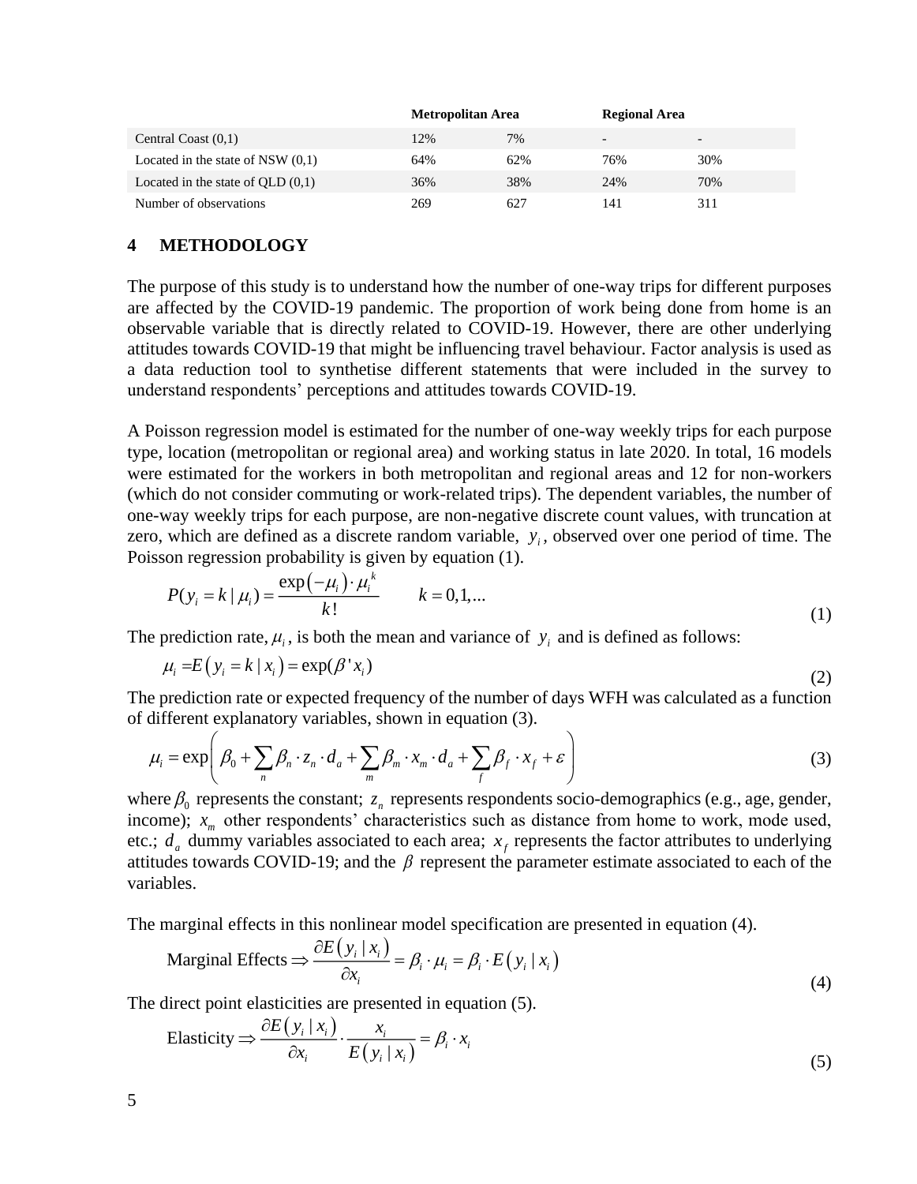| | Metropolitan Area | | Regional Area | |
|---|---|---|---|---|
| Central Coast (0,1) | 12% | 7% | - | - |
| Located in the state of NSW (0,1) | 64% | 62% | 76% | 30% |
| Located in the state of QLD (0,1) | 36% | 38% | 24% | 70% |
| Number of observations | 269 | 627 | 141 | 311 |

# 4 METHODOLOGY

The purpose of this study is to understand how the number of one-way trips for different purposes are affected by the COVID-19 pandemic. The proportion of work being done from home is an observable variable that is directly related to COVID-19. However, there are other underlying attitudes towards COVID-19 that might be influencing travel behaviour. Factor analysis is used as a data reduction tool to synthetise different statements that were included in the survey to understand respondents' perceptions and attitudes towards COVID-19.

A Poisson regression model is estimated for the number of one-way weekly trips for each purpose type, location (metropolitan or regional area) and working status in late 2020. In total, 16 models were estimated for the workers in both metropolitan and regional areas and 12 for non-workers (which do not consider commuting or work-related trips). The dependent variables, the number of one-way weekly trips for each purpose, are non-negative discrete count values, with truncation at zero, which are defined as a discrete random variable, $y_i$, observed over one period of time. The Poisson regression probability is given by equation (1).

$$P(y_i = k \mid \mu_i) = \frac{\exp(-\mu_i) \cdot \mu_i^k}{k!} \qquad k = 0,1,... \tag{1}$$

The prediction rate, $\mu_i$, is both the mean and variance of $y_i$ and is defined as follows:

$$\mu_i = E(y_i = k \mid x_i) = \exp(\beta' x_i) \tag{2}$$

The prediction rate or expected frequency of the number of days WFH was calculated as a function of different explanatory variables, shown in equation (3).

$$\mu_i = \exp\left( \beta_0 + \sum_n \beta_n \cdot z_n \cdot d_a + \sum_m \beta_m \cdot x_m \cdot d_a + \sum_f \beta_f \cdot x_f + \varepsilon \right) \tag{3}$$

where $\beta_0$ represents the constant; $z_n$ represents respondents socio-demographics (e.g., age, gender, income); $x_m$ other respondents' characteristics such as distance from home to work, mode used, etc.; $d_a$ dummy variables associated to each area; $x_f$ represents the factor attributes to underlying attitudes towards COVID-19; and the $\beta$ represent the parameter estimate associated to each of the variables.

The marginal effects in this nonlinear model specification are presented in equation (4).

$$\text{Marginal Effects} \Rightarrow \frac{\partial E(y_i \mid x_i)}{\partial x_i} = \beta_i \cdot \mu_i = \beta_i \cdot E(y_i \mid x_i) \tag{4}$$

The direct point elasticities are presented in equation (5).

$$\text{Elasticity} \Rightarrow \frac{\partial E(y_i \mid x_i)}{\partial x_i} \cdot \frac{x_i}{E(y_i \mid x_i)} = \beta_i \cdot x_i \tag{5}$$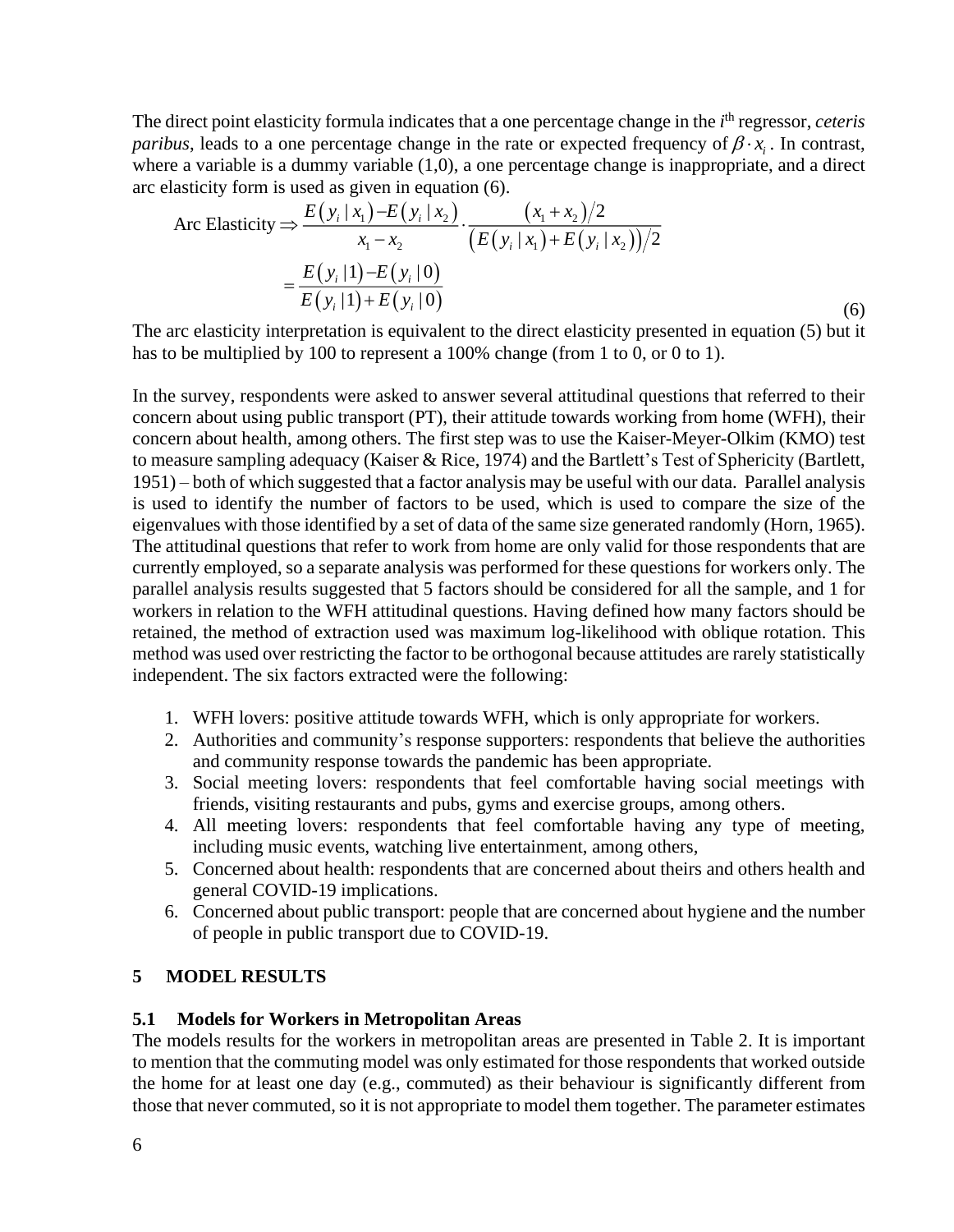The direct point elasticity formula indicates that a one percentage change in the $i^{th}$ regressor, *ceteris paribus*, leads to a one percentage change in the rate or expected frequency of $\beta \cdot x_i$. In contrast, where a variable is a dummy variable (1,0), a one percentage change is inappropriate, and a direct arc elasticity form is used as given in equation (6).

$$\text{Arc Elasticity} \Rightarrow \frac{E(y_i \mid x_1) - E(y_i \mid x_2)}{x_1 - x_2} \cdot \frac{(x_1 + x_2)/2}{\left(E(y_i \mid x_1) + E(y_i \mid x_2)\right)/2}$$
$$= \frac{E(y_i \mid 1) - E(y_i \mid 0)}{E(y_i \mid 1) + E(y_i \mid 0)} \tag{6}$$

The arc elasticity interpretation is equivalent to the direct elasticity presented in equation (5) but it has to be multiplied by 100 to represent a 100% change (from 1 to 0, or 0 to 1).

In the survey, respondents were asked to answer several attitudinal questions that referred to their concern about using public transport (PT), their attitude towards working from home (WFH), their concern about health, among others. The first step was to use the Kaiser-Meyer-Olkim (KMO) test to measure sampling adequacy (Kaiser & Rice, 1974) and the Bartlett's Test of Sphericity (Bartlett, 1951) – both of which suggested that a factor analysis may be useful with our data. Parallel analysis is used to identify the number of factors to be used, which is used to compare the size of the eigenvalues with those identified by a set of data of the same size generated randomly (Horn, 1965). The attitudinal questions that refer to work from home are only valid for those respondents that are currently employed, so a separate analysis was performed for these questions for workers only. The parallel analysis results suggested that 5 factors should be considered for all the sample, and 1 for workers in relation to the WFH attitudinal questions. Having defined how many factors should be retained, the method of extraction used was maximum log-likelihood with oblique rotation. This method was used over restricting the factor to be orthogonal because attitudes are rarely statistically independent. The six factors extracted were the following:

1. WFH lovers: positive attitude towards WFH, which is only appropriate for workers.
2. Authorities and community's response supporters: respondents that believe the authorities and community response towards the pandemic has been appropriate.
3. Social meeting lovers: respondents that feel comfortable having social meetings with friends, visiting restaurants and pubs, gyms and exercise groups, among others.
4. All meeting lovers: respondents that feel comfortable having any type of meeting, including music events, watching live entertainment, among others,
5. Concerned about health: respondents that are concerned about theirs and others health and general COVID-19 implications.
6. Concerned about public transport: people that are concerned about hygiene and the number of people in public transport due to COVID-19.

# 5 MODEL RESULTS

## 5.1 Models for Workers in Metropolitan Areas

The models results for the workers in metropolitan areas are presented in Table 2. It is important to mention that the commuting model was only estimated for those respondents that worked outside the home for at least one day (e.g., commuted) as their behaviour is significantly different from those that never commuted, so it is not appropriate to model them together. The parameter estimates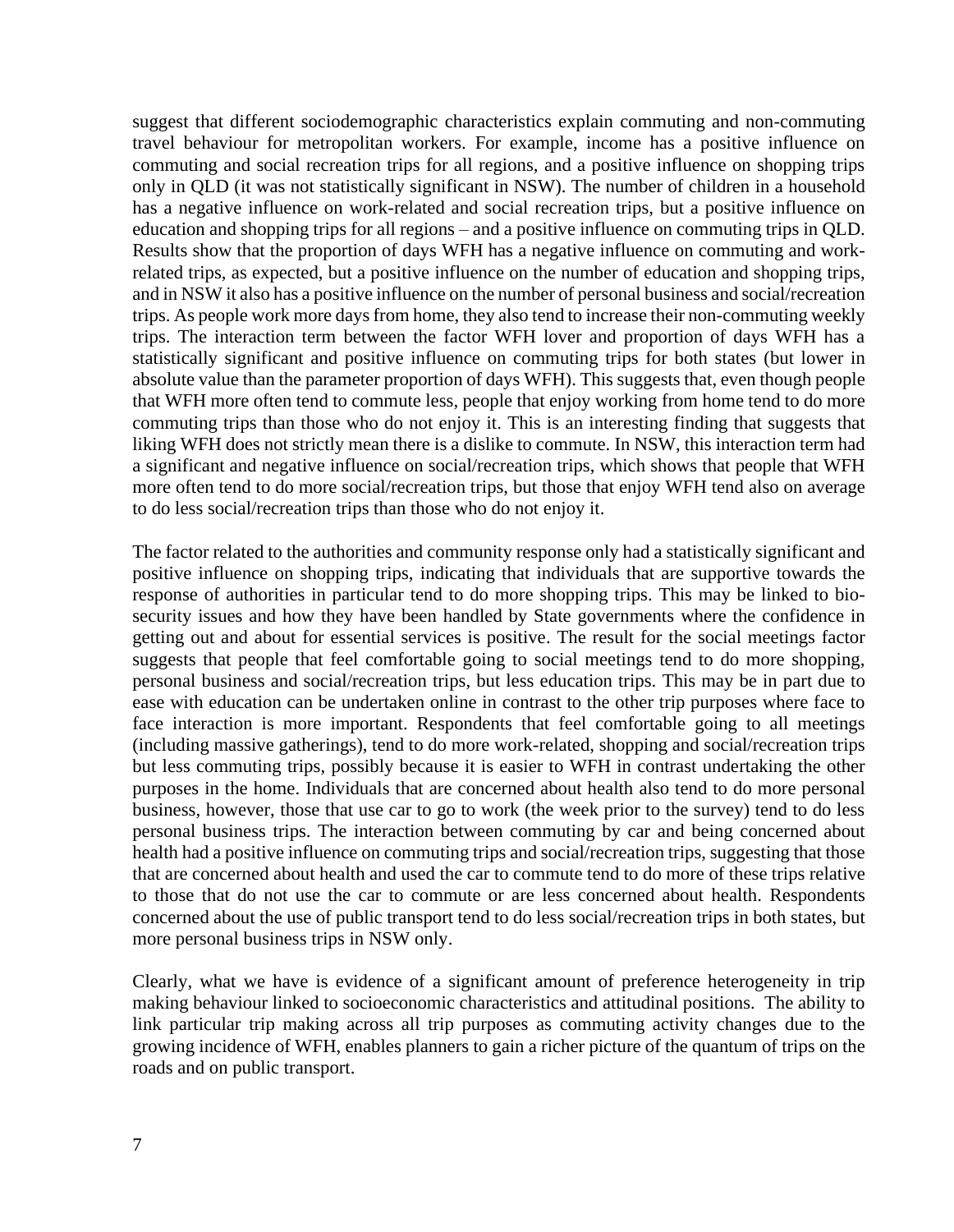suggest that different sociodemographic characteristics explain commuting and non-commuting travel behaviour for metropolitan workers. For example, income has a positive influence on commuting and social recreation trips for all regions, and a positive influence on shopping trips only in QLD (it was not statistically significant in NSW). The number of children in a household has a negative influence on work-related and social recreation trips, but a positive influence on education and shopping trips for all regions – and a positive influence on commuting trips in QLD. Results show that the proportion of days WFH has a negative influence on commuting and work-related trips, as expected, but a positive influence on the number of education and shopping trips, and in NSW it also has a positive influence on the number of personal business and social/recreation trips. As people work more days from home, they also tend to increase their non-commuting weekly trips. The interaction term between the factor WFH lover and proportion of days WFH has a statistically significant and positive influence on commuting trips for both states (but lower in absolute value than the parameter proportion of days WFH). This suggests that, even though people that WFH more often tend to commute less, people that enjoy working from home tend to do more commuting trips than those who do not enjoy it. This is an interesting finding that suggests that liking WFH does not strictly mean there is a dislike to commute. In NSW, this interaction term had a significant and negative influence on social/recreation trips, which shows that people that WFH more often tend to do more social/recreation trips, but those that enjoy WFH tend also on average to do less social/recreation trips than those who do not enjoy it.

The factor related to the authorities and community response only had a statistically significant and positive influence on shopping trips, indicating that individuals that are supportive towards the response of authorities in particular tend to do more shopping trips. This may be linked to bio-security issues and how they have been handled by State governments where the confidence in getting out and about for essential services is positive. The result for the social meetings factor suggests that people that feel comfortable going to social meetings tend to do more shopping, personal business and social/recreation trips, but less education trips. This may be in part due to ease with education can be undertaken online in contrast to the other trip purposes where face to face interaction is more important. Respondents that feel comfortable going to all meetings (including massive gatherings), tend to do more work-related, shopping and social/recreation trips but less commuting trips, possibly because it is easier to WFH in contrast undertaking the other purposes in the home. Individuals that are concerned about health also tend to do more personal business, however, those that use car to go to work (the week prior to the survey) tend to do less personal business trips. The interaction between commuting by car and being concerned about health had a positive influence on commuting trips and social/recreation trips, suggesting that those that are concerned about health and used the car to commute tend to do more of these trips relative to those that do not use the car to commute or are less concerned about health. Respondents concerned about the use of public transport tend to do less social/recreation trips in both states, but more personal business trips in NSW only.

Clearly, what we have is evidence of a significant amount of preference heterogeneity in trip making behaviour linked to socioeconomic characteristics and attitudinal positions. The ability to link particular trip making across all trip purposes as commuting activity changes due to the growing incidence of WFH, enables planners to gain a richer picture of the quantum of trips on the roads and on public transport.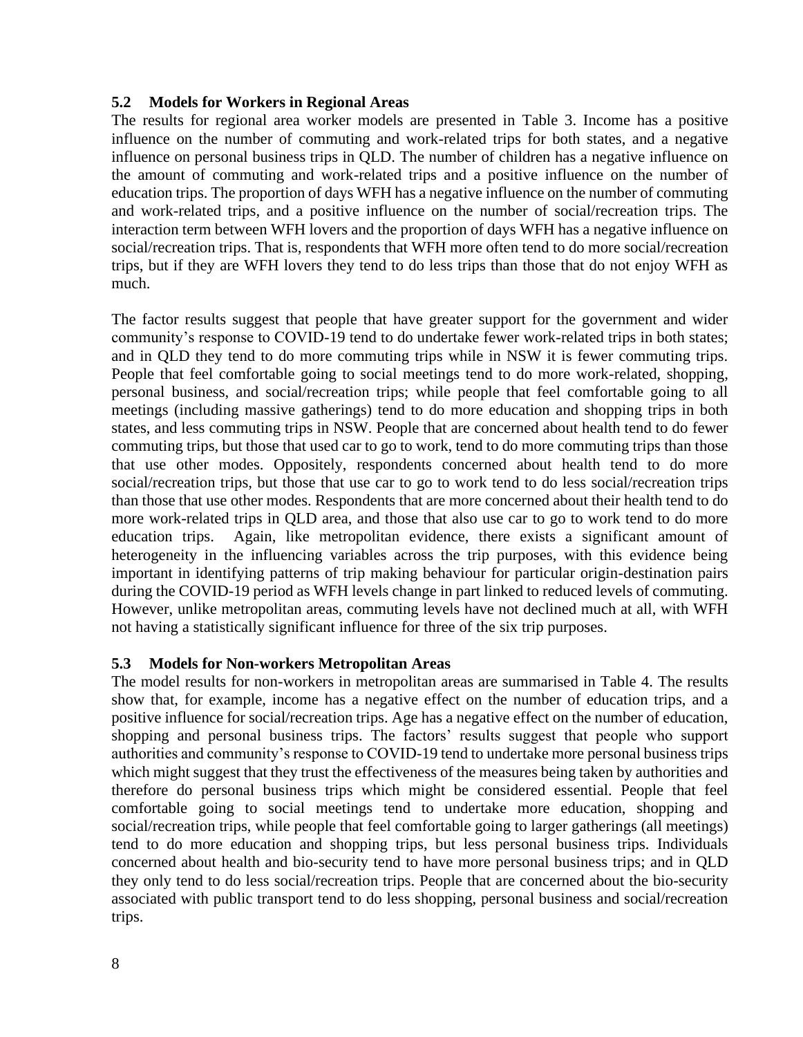### 5.2 Models for Workers in Regional Areas

The results for regional area worker models are presented in Table 3. Income has a positive influence on the number of commuting and work-related trips for both states, and a negative influence on personal business trips in QLD. The number of children has a negative influence on the amount of commuting and work-related trips and a positive influence on the number of education trips. The proportion of days WFH has a negative influence on the number of commuting and work-related trips, and a positive influence on the number of social/recreation trips. The interaction term between WFH lovers and the proportion of days WFH has a negative influence on social/recreation trips. That is, respondents that WFH more often tend to do more social/recreation trips, but if they are WFH lovers they tend to do less trips than those that do not enjoy WFH as much.

The factor results suggest that people that have greater support for the government and wider community's response to COVID-19 tend to do undertake fewer work-related trips in both states; and in QLD they tend to do more commuting trips while in NSW it is fewer commuting trips. People that feel comfortable going to social meetings tend to do more work-related, shopping, personal business, and social/recreation trips; while people that feel comfortable going to all meetings (including massive gatherings) tend to do more education and shopping trips in both states, and less commuting trips in NSW. People that are concerned about health tend to do fewer commuting trips, but those that used car to go to work, tend to do more commuting trips than those that use other modes. Oppositely, respondents concerned about health tend to do more social/recreation trips, but those that use car to go to work tend to do less social/recreation trips than those that use other modes. Respondents that are more concerned about their health tend to do more work-related trips in QLD area, and those that also use car to go to work tend to do more education trips. Again, like metropolitan evidence, there exists a significant amount of heterogeneity in the influencing variables across the trip purposes, with this evidence being important in identifying patterns of trip making behaviour for particular origin-destination pairs during the COVID-19 period as WFH levels change in part linked to reduced levels of commuting. However, unlike metropolitan areas, commuting levels have not declined much at all, with WFH not having a statistically significant influence for three of the six trip purposes.

### 5.3 Models for Non-workers Metropolitan Areas

The model results for non-workers in metropolitan areas are summarised in Table 4. The results show that, for example, income has a negative effect on the number of education trips, and a positive influence for social/recreation trips. Age has a negative effect on the number of education, shopping and personal business trips. The factors' results suggest that people who support authorities and community's response to COVID-19 tend to undertake more personal business trips which might suggest that they trust the effectiveness of the measures being taken by authorities and therefore do personal business trips which might be considered essential. People that feel comfortable going to social meetings tend to undertake more education, shopping and social/recreation trips, while people that feel comfortable going to larger gatherings (all meetings) tend to do more education and shopping trips, but less personal business trips. Individuals concerned about health and bio-security tend to have more personal business trips; and in QLD they only tend to do less social/recreation trips. People that are concerned about the bio-security associated with public transport tend to do less shopping, personal business and social/recreation trips.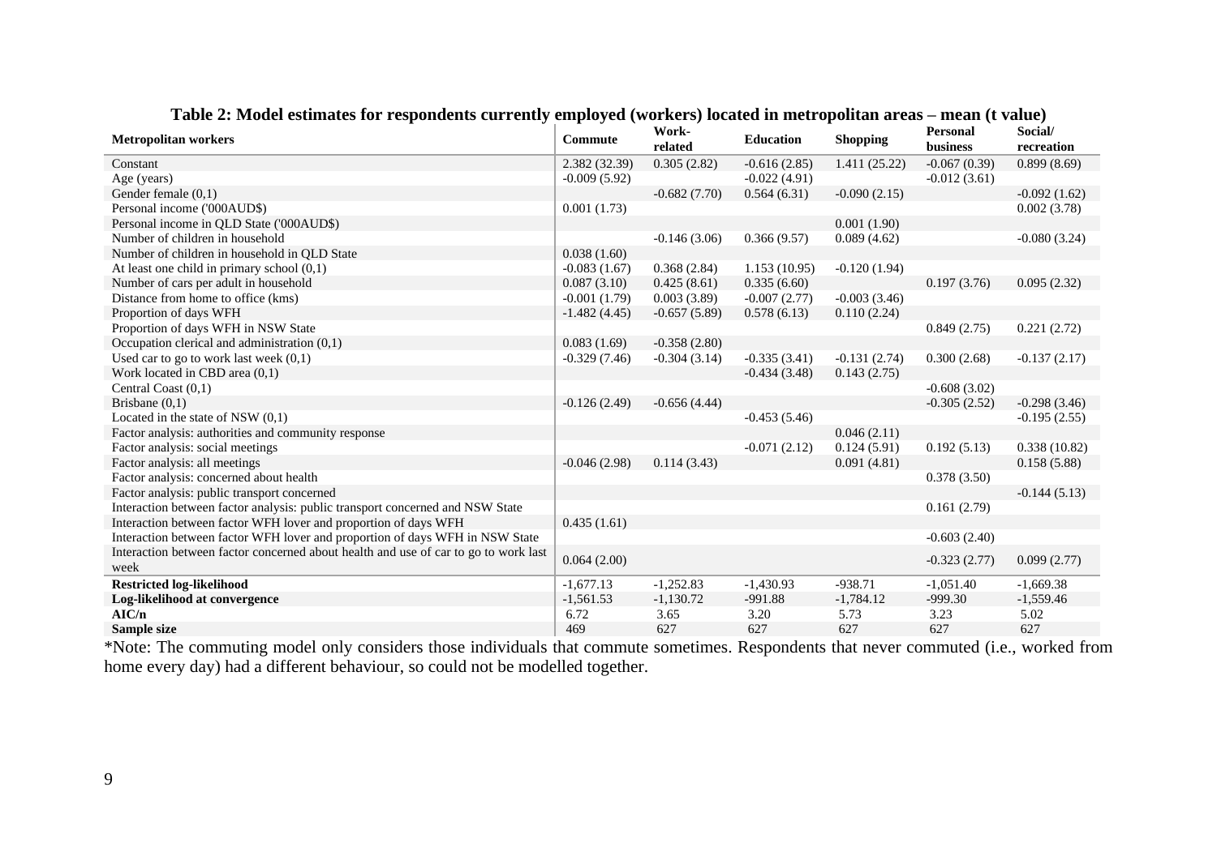**Table 2: Model estimates for respondents currently employed (workers) located in metropolitan areas – mean (t value)**

| Metropolitan workers | Commute | Work-related | Education | Shopping | Personal business | Social/ recreation |
|---|---|---|---|---|---|---|
| Constant | 2.382 (32.39) | 0.305 (2.82) | -0.616 (2.85) | 1.411 (25.22) | -0.067 (0.39) | 0.899 (8.69) |
| Age (years) | -0.009 (5.92) | | -0.022 (4.91) | | -0.012 (3.61) | |
| Gender female (0,1) | | -0.682 (7.70) | 0.564 (6.31) | -0.090 (2.15) | | -0.092 (1.62) |
| Personal income ('000AUD$) | 0.001 (1.73) | | | | | 0.002 (3.78) |
| Personal income in QLD State ('000AUD$) | | | | 0.001 (1.90) | | |
| Number of children in household | | -0.146 (3.06) | 0.366 (9.57) | 0.089 (4.62) | | -0.080 (3.24) |
| Number of children in household in QLD State | 0.038 (1.60) | | | | | |
| At least one child in primary school (0,1) | -0.083 (1.67) | 0.368 (2.84) | 1.153 (10.95) | -0.120 (1.94) | | |
| Number of cars per adult in household | 0.087 (3.10) | 0.425 (8.61) | 0.335 (6.60) | | 0.197 (3.76) | 0.095 (2.32) |
| Distance from home to office (kms) | -0.001 (1.79) | 0.003 (3.89) | -0.007 (2.77) | -0.003 (3.46) | | |
| Proportion of days WFH | -1.482 (4.45) | -0.657 (5.89) | 0.578 (6.13) | 0.110 (2.24) | | |
| Proportion of days WFH in NSW State | | | | | 0.849 (2.75) | 0.221 (2.72) |
| Occupation clerical and administration (0,1) | 0.083 (1.69) | -0.358 (2.80) | | | | |
| Used car to go to work last week (0,1) | -0.329 (7.46) | -0.304 (3.14) | -0.335 (3.41) | -0.131 (2.74) | 0.300 (2.68) | -0.137 (2.17) |
| Work located in CBD area (0,1) | | | -0.434 (3.48) | 0.143 (2.75) | | |
| Central Coast (0,1) | | | | | -0.608 (3.02) | |
| Brisbane (0,1) | -0.126 (2.49) | -0.656 (4.44) | | | -0.305 (2.52) | -0.298 (3.46) |
| Located in the state of NSW (0,1) | | | -0.453 (5.46) | | | -0.195 (2.55) |
| Factor analysis: authorities and community response | | | | 0.046 (2.11) | | |
| Factor analysis: social meetings | | | -0.071 (2.12) | 0.124 (5.91) | 0.192 (5.13) | 0.338 (10.82) |
| Factor analysis: all meetings | -0.046 (2.98) | 0.114 (3.43) | | 0.091 (4.81) | | 0.158 (5.88) |
| Factor analysis: concerned about health | | | | | 0.378 (3.50) | |
| Factor analysis: public transport concerned | | | | | | -0.144 (5.13) |
| Interaction between factor analysis: public transport concerned and NSW State | | | | | 0.161 (2.79) | |
| Interaction between factor WFH lover and proportion of days WFH | 0.435 (1.61) | | | | | |
| Interaction between factor WFH lover and proportion of days WFH in NSW State | | | | | -0.603 (2.40) | |
| Interaction between factor concerned about health and use of car to go to work last week | 0.064 (2.00) | | | | -0.323 (2.77) | 0.099 (2.77) |
| **Restricted log-likelihood** | -1,677.13 | -1,252.83 | -1,430.93 | -938.71 | -1,051.40 | -1,669.38 |
| **Log-likelihood at convergence** | -1,561.53 | -1,130.72 | -991.88 | -1,784.12 | -999.30 | -1,559.46 |
| **AIC/n** | 6.72 | 3.65 | 3.20 | 5.73 | 3.23 | 5.02 |
| **Sample size** | 469 | 627 | 627 | 627 | 627 | 627 |

*Note: The commuting model only considers those individuals that commute sometimes. Respondents that never commuted (i.e., worked from home every day) had a different behaviour, so could not be modelled together.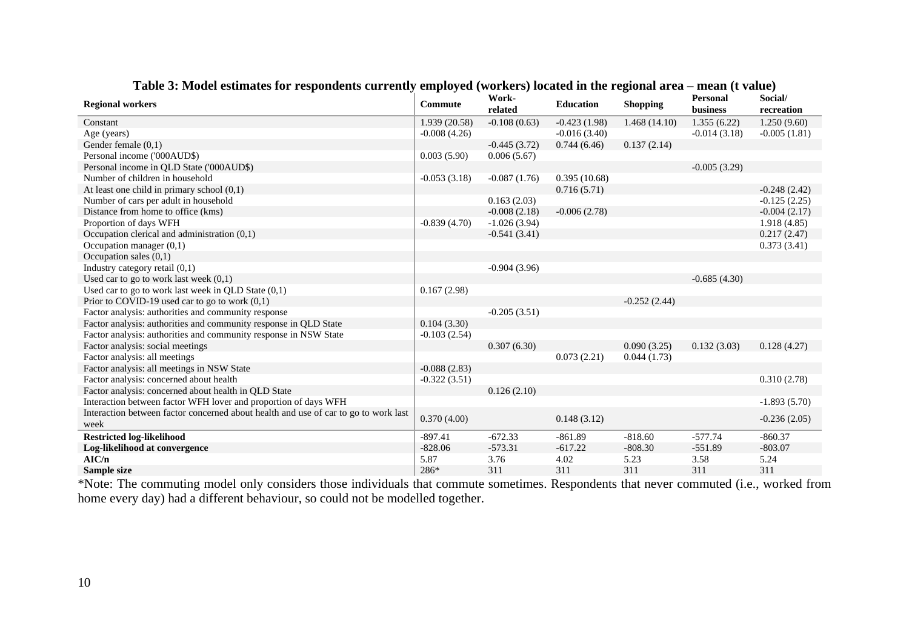**Table 3: Model estimates for respondents currently employed (workers) located in the regional area – mean (t value)**

| Regional workers | Commute | Work-related | Education | Shopping | Personal business | Social/ recreation |
|---|---|---|---|---|---|---|
| Constant | 1.939 (20.58) | -0.108 (0.63) | -0.423 (1.98) | 1.468 (14.10) | 1.355 (6.22) | 1.250 (9.60) |
| Age (years) | -0.008 (4.26) | | -0.016 (3.40) | | -0.014 (3.18) | -0.005 (1.81) |
| Gender female (0,1) | | -0.445 (3.72) | 0.744 (6.46) | 0.137 (2.14) | | |
| Personal income ('000AUD$) | 0.003 (5.90) | 0.006 (5.67) | | | | |
| Personal income in QLD State ('000AUD$) | | | | | -0.005 (3.29) | |
| Number of children in household | -0.053 (3.18) | -0.087 (1.76) | 0.395 (10.68) | | | |
| At least one child in primary school (0,1) | | | 0.716 (5.71) | | | -0.248 (2.42) |
| Number of cars per adult in household | | 0.163 (2.03) | | | | -0.125 (2.25) |
| Distance from home to office (kms) | | -0.008 (2.18) | -0.006 (2.78) | | | -0.004 (2.17) |
| Proportion of days WFH | -0.839 (4.70) | -1.026 (3.94) | | | | 1.918 (4.85) |
| Occupation clerical and administration (0,1) | | -0.541 (3.41) | | | | 0.217 (2.47) |
| Occupation manager (0,1) | | | | | | 0.373 (3.41) |
| Occupation sales (0,1) | | | | | | |
| Industry category retail (0,1) | | -0.904 (3.96) | | | | |
| Used car to go to work last week (0,1) | | | | | -0.685 (4.30) | |
| Used car to go to work last week in QLD State (0,1) | 0.167 (2.98) | | | | | |
| Prior to COVID-19 used car to go to work (0,1) | | | | -0.252 (2.44) | | |
| Factor analysis: authorities and community response | | -0.205 (3.51) | | | | |
| Factor analysis: authorities and community response in QLD State | 0.104 (3.30) | | | | | |
| Factor analysis: authorities and community response in NSW State | -0.103 (2.54) | | | | | |
| Factor analysis: social meetings | | 0.307 (6.30) | | 0.090 (3.25) | 0.132 (3.03) | 0.128 (4.27) |
| Factor analysis: all meetings | | | 0.073 (2.21) | 0.044 (1.73) | | |
| Factor analysis: all meetings in NSW State | -0.088 (2.83) | | | | | |
| Factor analysis: concerned about health | -0.322 (3.51) | | | | | 0.310 (2.78) |
| Factor analysis: concerned about health in QLD State | | 0.126 (2.10) | | | | |
| Interaction between factor WFH lover and proportion of days WFH | | | | | | -1.893 (5.70) |
| Interaction between factor concerned about health and use of car to go to work last week | 0.370 (4.00) | | 0.148 (3.12) | | | -0.236 (2.05) |
| **Restricted log-likelihood** | -897.41 | -672.33 | -861.89 | -818.60 | -577.74 | -860.37 |
| **Log-likelihood at convergence** | -828.06 | -573.31 | -617.22 | -808.30 | -551.89 | -803.07 |
| **AIC/n** | 5.87 | 3.76 | 4.02 | 5.23 | 3.58 | 5.24 |
| **Sample size** | 286* | 311 | 311 | 311 | 311 | 311 |

*Note: The commuting model only considers those individuals that commute sometimes. Respondents that never commuted (i.e., worked from home every day) had a different behaviour, so could not be modelled together.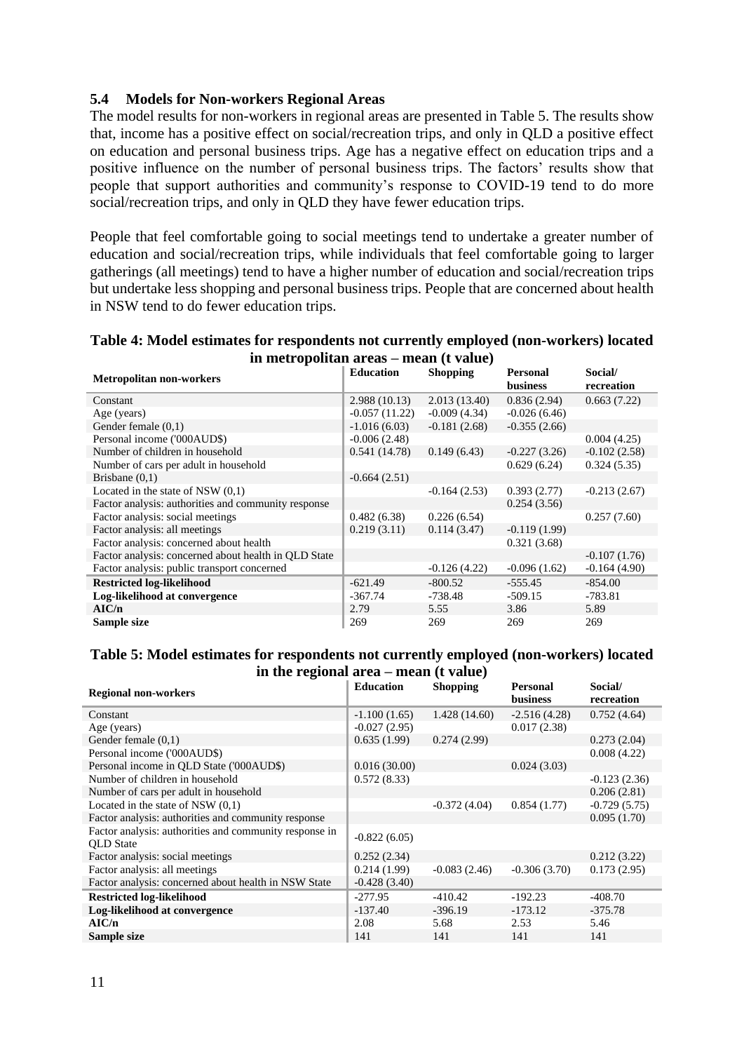### 5.4 Models for Non-workers Regional Areas

The model results for non-workers in regional areas are presented in Table 5. The results show that, income has a positive effect on social/recreation trips, and only in QLD a positive effect on education and personal business trips. Age has a negative effect on education trips and a positive influence on the number of personal business trips. The factors' results show that people that support authorities and community's response to COVID-19 tend to do more social/recreation trips, and only in QLD they have fewer education trips.

People that feel comfortable going to social meetings tend to undertake a greater number of education and social/recreation trips, while individuals that feel comfortable going to larger gatherings (all meetings) tend to have a higher number of education and social/recreation trips but undertake less shopping and personal business trips. People that are concerned about health in NSW tend to do fewer education trips.

**Table 4: Model estimates for respondents not currently employed (non-workers) located in metropolitan areas – mean (t value)**

| Metropolitan non-workers | Education | Shopping | Personal business | Social/ recreation |
|---|---|---|---|---|
| Constant | 2.988 (10.13) | 2.013 (13.40) | 0.836 (2.94) | 0.663 (7.22) |
| Age (years) | -0.057 (11.22) | -0.009 (4.34) | -0.026 (6.46) | |
| Gender female (0,1) | -1.016 (6.03) | -0.181 (2.68) | -0.355 (2.66) | |
| Personal income ('000AUD$) | -0.006 (2.48) | | | 0.004 (4.25) |
| Number of children in household | 0.541 (14.78) | 0.149 (6.43) | -0.227 (3.26) | -0.102 (2.58) |
| Number of cars per adult in household | | | 0.629 (6.24) | 0.324 (5.35) |
| Brisbane (0,1) | -0.664 (2.51) | | | |
| Located in the state of NSW (0,1) | | -0.164 (2.53) | 0.393 (2.77) | -0.213 (2.67) |
| Factor analysis: authorities and community response | | | 0.254 (3.56) | |
| Factor analysis: social meetings | 0.482 (6.38) | 0.226 (6.54) | | 0.257 (7.60) |
| Factor analysis: all meetings | 0.219 (3.11) | 0.114 (3.47) | -0.119 (1.99) | |
| Factor analysis: concerned about health | | | 0.321 (3.68) | |
| Factor analysis: concerned about health in QLD State | | | | -0.107 (1.76) |
| Factor analysis: public transport concerned | | -0.126 (4.22) | -0.096 (1.62) | -0.164 (4.90) |
| **Restricted log-likelihood** | -621.49 | -800.52 | -555.45 | -854.00 |
| **Log-likelihood at convergence** | -367.74 | -738.48 | -509.15 | -783.81 |
| **AIC/n** | 2.79 | 5.55 | 3.86 | 5.89 |
| **Sample size** | 269 | 269 | 269 | 269 |

**Table 5: Model estimates for respondents not currently employed (non-workers) located in the regional area – mean (t value)**

| Regional non-workers | Education | Shopping | Personal business | Social/ recreation |
|---|---|---|---|---|
| Constant | -1.100 (1.65) | 1.428 (14.60) | -2.516 (4.28) | 0.752 (4.64) |
| Age (years) | -0.027 (2.95) | | 0.017 (2.38) | |
| Gender female (0,1) | 0.635 (1.99) | 0.274 (2.99) | | 0.273 (2.04) |
| Personal income ('000AUD$) | | | | 0.008 (4.22) |
| Personal income in QLD State ('000AUD$) | 0.016 (30.00) | | 0.024 (3.03) | |
| Number of children in household | 0.572 (8.33) | | | -0.123 (2.36) |
| Number of cars per adult in household | | | | 0.206 (2.81) |
| Located in the state of NSW (0,1) | | -0.372 (4.04) | 0.854 (1.77) | -0.729 (5.75) |
| Factor analysis: authorities and community response | | | | 0.095 (1.70) |
| Factor analysis: authorities and community response in QLD State | -0.822 (6.05) | | | |
| Factor analysis: social meetings | 0.252 (2.34) | | | 0.212 (3.22) |
| Factor analysis: all meetings | 0.214 (1.99) | -0.083 (2.46) | -0.306 (3.70) | 0.173 (2.95) |
| Factor analysis: concerned about health in NSW State | -0.428 (3.40) | | | |
| **Restricted log-likelihood** | -277.95 | -410.42 | -192.23 | -408.70 |
| **Log-likelihood at convergence** | -137.40 | -396.19 | -173.12 | -375.78 |
| **AIC/n** | 2.08 | 5.68 | 2.53 | 5.46 |
| **Sample size** | 141 | 141 | 141 | 141 |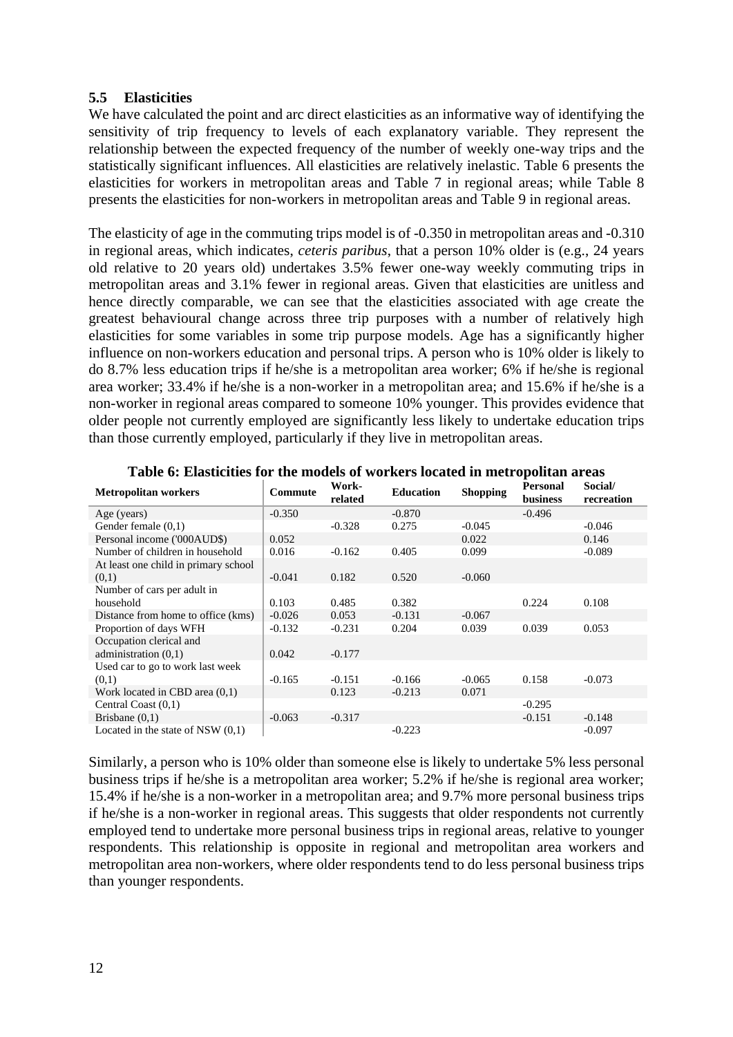### 5.5 Elasticities

We have calculated the point and arc direct elasticities as an informative way of identifying the sensitivity of trip frequency to levels of each explanatory variable. They represent the relationship between the expected frequency of the number of weekly one-way trips and the statistically significant influences. All elasticities are relatively inelastic. Table 6 presents the elasticities for workers in metropolitan areas and Table 7 in regional areas; while Table 8 presents the elasticities for non-workers in metropolitan areas and Table 9 in regional areas.

The elasticity of age in the commuting trips model is of -0.350 in metropolitan areas and -0.310 in regional areas, which indicates, *ceteris paribus*, that a person 10% older is (e.g., 24 years old relative to 20 years old) undertakes 3.5% fewer one-way weekly commuting trips in metropolitan areas and 3.1% fewer in regional areas. Given that elasticities are unitless and hence directly comparable, we can see that the elasticities associated with age create the greatest behavioural change across three trip purposes with a number of relatively high elasticities for some variables in some trip purpose models. Age has a significantly higher influence on non-workers education and personal trips. A person who is 10% older is likely to do 8.7% less education trips if he/she is a metropolitan area worker; 6% if he/she is regional area worker; 33.4% if he/she is a non-worker in a metropolitan area; and 15.6% if he/she is a non-worker in regional areas compared to someone 10% younger. This provides evidence that older people not currently employed are significantly less likely to undertake education trips than those currently employed, particularly if they live in metropolitan areas.

**Table 6: Elasticities for the models of workers located in metropolitan areas**

| Metropolitan workers | Commute | Work-related | Education | Shopping | Personal business | Social/ recreation |
|---|---|---|---|---|---|---|
| Age (years) | -0.350 | | -0.870 | | -0.496 | |
| Gender female (0,1) | | -0.328 | 0.275 | -0.045 | | -0.046 |
| Personal income ('000AUD$) | 0.052 | | | 0.022 | | 0.146 |
| Number of children in household | 0.016 | -0.162 | 0.405 | 0.099 | | -0.089 |
| At least one child in primary school (0,1) | -0.041 | 0.182 | 0.520 | -0.060 | | |
| Number of cars per adult in household | 0.103 | 0.485 | 0.382 | | 0.224 | 0.108 |
| Distance from home to office (kms) | -0.026 | 0.053 | -0.131 | -0.067 | | |
| Proportion of days WFH | -0.132 | -0.231 | 0.204 | 0.039 | 0.039 | 0.053 |
| Occupation clerical and administration (0,1) | 0.042 | -0.177 | | | | |
| Used car to go to work last week (0,1) | -0.165 | -0.151 | -0.166 | -0.065 | 0.158 | -0.073 |
| Work located in CBD area (0,1) | | 0.123 | -0.213 | 0.071 | | |
| Central Coast (0,1) | | | | | -0.295 | |
| Brisbane (0,1) | -0.063 | -0.317 | | | -0.151 | -0.148 |
| Located in the state of NSW (0,1) | | | -0.223 | | | -0.097 |

Similarly, a person who is 10% older than someone else is likely to undertake 5% less personal business trips if he/she is a metropolitan area worker; 5.2% if he/she is regional area worker; 15.4% if he/she is a non-worker in a metropolitan area; and 9.7% more personal business trips if he/she is a non-worker in regional areas. This suggests that older respondents not currently employed tend to undertake more personal business trips in regional areas, relative to younger respondents. This relationship is opposite in regional and metropolitan area workers and metropolitan area non-workers, where older respondents tend to do less personal business trips than younger respondents.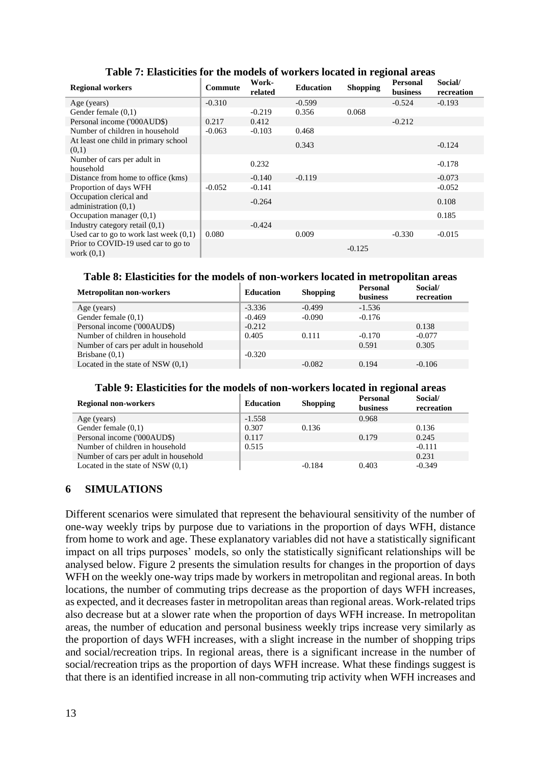**Table 7: Elasticities for the models of workers located in regional areas**

| Regional workers | Commute | Work-related | Education | Shopping | Personal business | Social/ recreation |
|---|---|---|---|---|---|---|
| Age (years) | -0.310 | | -0.599 | | -0.524 | -0.193 |
| Gender female (0,1) | | -0.219 | 0.356 | 0.068 | | |
| Personal income ('000AUD$) | 0.217 | 0.412 | | | -0.212 | |
| Number of children in household | -0.063 | -0.103 | 0.468 | | | |
| At least one child in primary school (0,1) | | | 0.343 | | | -0.124 |
| Number of cars per adult in household | | 0.232 | | | | -0.178 |
| Distance from home to office (kms) | | -0.140 | -0.119 | | | -0.073 |
| Proportion of days WFH | -0.052 | -0.141 | | | | -0.052 |
| Occupation clerical and administration (0,1) | | -0.264 | | | | 0.108 |
| Occupation manager (0,1) | | | | | | 0.185 |
| Industry category retail (0,1) | | -0.424 | | | | |
| Used car to go to work last week (0,1) | 0.080 | | 0.009 | | -0.330 | -0.015 |
| Prior to COVID-19 used car to go to work (0,1) | | | | -0.125 | | |

**Table 8: Elasticities for the models of non-workers located in metropolitan areas**

| Metropolitan non-workers | Education | Shopping | Personal business | Social/ recreation |
|---|---|---|---|---|
| Age (years) | -3.336 | -0.499 | -1.536 | |
| Gender female (0,1) | -0.469 | -0.090 | -0.176 | |
| Personal income ('000AUD$) | -0.212 | | | 0.138 |
| Number of children in household | 0.405 | 0.111 | -0.170 | -0.077 |
| Number of cars per adult in household | | | 0.591 | 0.305 |
| Brisbane (0,1) | -0.320 | | | |
| Located in the state of NSW (0,1) | | -0.082 | 0.194 | -0.106 |

**Table 9: Elasticities for the models of non-workers located in regional areas**

| Regional non-workers | Education | Shopping | Personal business | Social/ recreation |
|---|---|---|---|---|
| Age (years) | -1.558 | | 0.968 | |
| Gender female (0,1) | 0.307 | 0.136 | | 0.136 |
| Personal income ('000AUD$) | 0.117 | | 0.179 | 0.245 |
| Number of children in household | 0.515 | | | -0.111 |
| Number of cars per adult in household | | | | 0.231 |
| Located in the state of NSW (0,1) | | -0.184 | 0.403 | -0.349 |

## 6 SIMULATIONS

Different scenarios were simulated that represent the behavioural sensitivity of the number of one-way weekly trips by purpose due to variations in the proportion of days WFH, distance from home to work and age. These explanatory variables did not have a statistically significant impact on all trips purposes' models, so only the statistically significant relationships will be analysed below. Figure 2 presents the simulation results for changes in the proportion of days WFH on the weekly one-way trips made by workers in metropolitan and regional areas. In both locations, the number of commuting trips decrease as the proportion of days WFH increases, as expected, and it decreases faster in metropolitan areas than regional areas. Work-related trips also decrease but at a slower rate when the proportion of days WFH increase. In metropolitan areas, the number of education and personal business weekly trips increase very similarly as the proportion of days WFH increases, with a slight increase in the number of shopping trips and social/recreation trips. In regional areas, there is a significant increase in the number of social/recreation trips as the proportion of days WFH increase. What these findings suggest is that there is an identified increase in all non-commuting trip activity when WFH increases and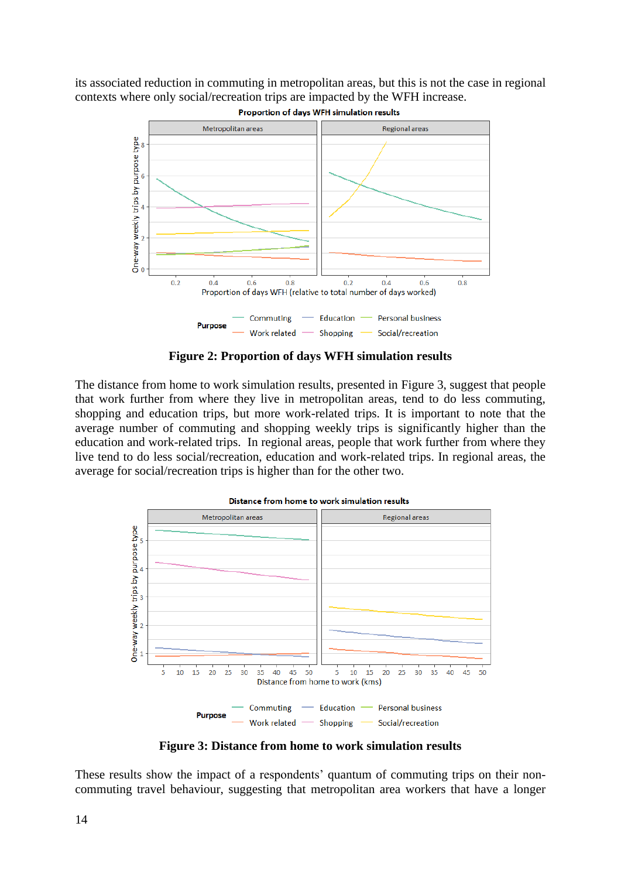its associated reduction in commuting in metropolitan areas, but this is not the case in regional contexts where only social/recreation trips are impacted by the WFH increase.

**Figure 2: Proportion of days WFH simulation results**

The distance from home to work simulation results, presented in Figure 3, suggest that people that work further from where they live in metropolitan areas, tend to do less commuting, shopping and education trips, but more work-related trips. It is important to note that the average number of commuting and shopping weekly trips is significantly higher than the education and work-related trips. In regional areas, people that work further from where they live tend to do less social/recreation, education and work-related trips. In regional areas, the average for social/recreation trips is higher than for the other two.

**Figure 3: Distance from home to work simulation results**

These results show the impact of a respondents' quantum of commuting trips on their non-commuting travel behaviour, suggesting that metropolitan area workers that have a longer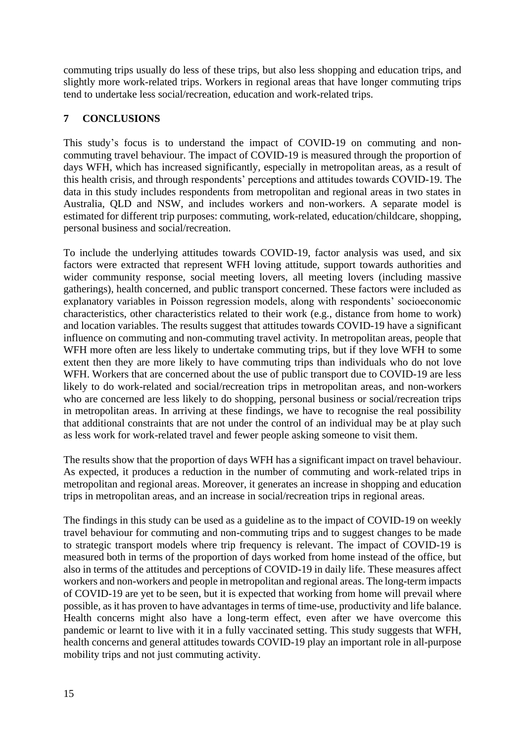commuting trips usually do less of these trips, but also less shopping and education trips, and slightly more work-related trips. Workers in regional areas that have longer commuting trips tend to undertake less social/recreation, education and work-related trips.

## 7 CONCLUSIONS

This study's focus is to understand the impact of COVID-19 on commuting and non-commuting travel behaviour. The impact of COVID-19 is measured through the proportion of days WFH, which has increased significantly, especially in metropolitan areas, as a result of this health crisis, and through respondents' perceptions and attitudes towards COVID-19. The data in this study includes respondents from metropolitan and regional areas in two states in Australia, QLD and NSW, and includes workers and non-workers. A separate model is estimated for different trip purposes: commuting, work-related, education/childcare, shopping, personal business and social/recreation.

To include the underlying attitudes towards COVID-19, factor analysis was used, and six factors were extracted that represent WFH loving attitude, support towards authorities and wider community response, social meeting lovers, all meeting lovers (including massive gatherings), health concerned, and public transport concerned. These factors were included as explanatory variables in Poisson regression models, along with respondents' socioeconomic characteristics, other characteristics related to their work (e.g., distance from home to work) and location variables. The results suggest that attitudes towards COVID-19 have a significant influence on commuting and non-commuting travel activity. In metropolitan areas, people that WFH more often are less likely to undertake commuting trips, but if they love WFH to some extent then they are more likely to have commuting trips than individuals who do not love WFH. Workers that are concerned about the use of public transport due to COVID-19 are less likely to do work-related and social/recreation trips in metropolitan areas, and non-workers who are concerned are less likely to do shopping, personal business or social/recreation trips in metropolitan areas. In arriving at these findings, we have to recognise the real possibility that additional constraints that are not under the control of an individual may be at play such as less work for work-related travel and fewer people asking someone to visit them.

The results show that the proportion of days WFH has a significant impact on travel behaviour. As expected, it produces a reduction in the number of commuting and work-related trips in metropolitan and regional areas. Moreover, it generates an increase in shopping and education trips in metropolitan areas, and an increase in social/recreation trips in regional areas.

The findings in this study can be used as a guideline as to the impact of COVID-19 on weekly travel behaviour for commuting and non-commuting trips and to suggest changes to be made to strategic transport models where trip frequency is relevant. The impact of COVID-19 is measured both in terms of the proportion of days worked from home instead of the office, but also in terms of the attitudes and perceptions of COVID-19 in daily life. These measures affect workers and non-workers and people in metropolitan and regional areas. The long-term impacts of COVID-19 are yet to be seen, but it is expected that working from home will prevail where possible, as it has proven to have advantages in terms of time-use, productivity and life balance. Health concerns might also have a long-term effect, even after we have overcome this pandemic or learnt to live with it in a fully vaccinated setting. This study suggests that WFH, health concerns and general attitudes towards COVID-19 play an important role in all-purpose mobility trips and not just commuting activity.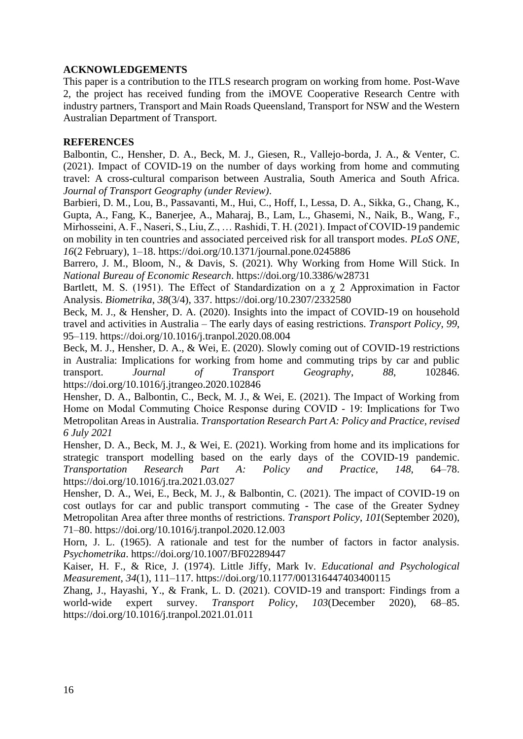## ACKNOWLEDGEMENTS

This paper is a contribution to the ITLS research program on working from home. Post-Wave 2, the project has received funding from the iMOVE Cooperative Research Centre with industry partners, Transport and Main Roads Queensland, Transport for NSW and the Western Australian Department of Transport.

## REFERENCES

Balbontin, C., Hensher, D. A., Beck, M. J., Giesen, R., Vallejo-borda, J. A., & Venter, C. (2021). Impact of COVID-19 on the number of days working from home and commuting travel: A cross-cultural comparison between Australia, South America and South Africa. *Journal of Transport Geography (under Review)*.

Barbieri, D. M., Lou, B., Passavanti, M., Hui, C., Hoff, I., Lessa, D. A., Sikka, G., Chang, K., Gupta, A., Fang, K., Banerjee, A., Maharaj, B., Lam, L., Ghasemi, N., Naik, B., Wang, F., Mirhosseini, A. F., Naseri, S., Liu, Z., … Rashidi, T. H. (2021). Impact of COVID-19 pandemic on mobility in ten countries and associated perceived risk for all transport modes. *PLoS ONE*, *16*(2 February), 1–18. https://doi.org/10.1371/journal.pone.0245886

Barrero, J. M., Bloom, N., & Davis, S. (2021). Why Working from Home Will Stick. In *National Bureau of Economic Research*. https://doi.org/10.3386/w28731

Bartlett, M. S. (1951). The Effect of Standardization on a $\chi$ 2 Approximation in Factor Analysis. *Biometrika*, *38*(3/4), 337. https://doi.org/10.2307/2332580

Beck, M. J., & Hensher, D. A. (2020). Insights into the impact of COVID-19 on household travel and activities in Australia – The early days of easing restrictions. *Transport Policy*, *99*, 95–119. https://doi.org/10.1016/j.tranpol.2020.08.004

Beck, M. J., Hensher, D. A., & Wei, E. (2020). Slowly coming out of COVID-19 restrictions in Australia: Implications for working from home and commuting trips by car and public transport. *Journal of Transport Geography*, *88*, 102846. https://doi.org/10.1016/j.jtrangeo.2020.102846

Hensher, D. A., Balbontin, C., Beck, M. J., & Wei, E. (2021). The Impact of Working from Home on Modal Commuting Choice Response during COVID - 19: Implications for Two Metropolitan Areas in Australia. *Transportation Research Part A: Policy and Practice, revised 6 July 2021*

Hensher, D. A., Beck, M. J., & Wei, E. (2021). Working from home and its implications for strategic transport modelling based on the early days of the COVID-19 pandemic. *Transportation Research Part A: Policy and Practice*, *148*, 64–78. https://doi.org/10.1016/j.tra.2021.03.027

Hensher, D. A., Wei, E., Beck, M. J., & Balbontin, C. (2021). The impact of COVID-19 on cost outlays for car and public transport commuting - The case of the Greater Sydney Metropolitan Area after three months of restrictions. *Transport Policy*, *101*(September 2020), 71–80. https://doi.org/10.1016/j.tranpol.2020.12.003

Horn, J. L. (1965). A rationale and test for the number of factors in factor analysis. *Psychometrika*. https://doi.org/10.1007/BF02289447

Kaiser, H. F., & Rice, J. (1974). Little Jiffy, Mark Iv. *Educational and Psychological Measurement*, *34*(1), 111–117. https://doi.org/10.1177/001316447403400115

Zhang, J., Hayashi, Y., & Frank, L. D. (2021). COVID-19 and transport: Findings from a world-wide expert survey. *Transport Policy*, *103*(December 2020), 68–85. https://doi.org/10.1016/j.tranpol.2021.01.011